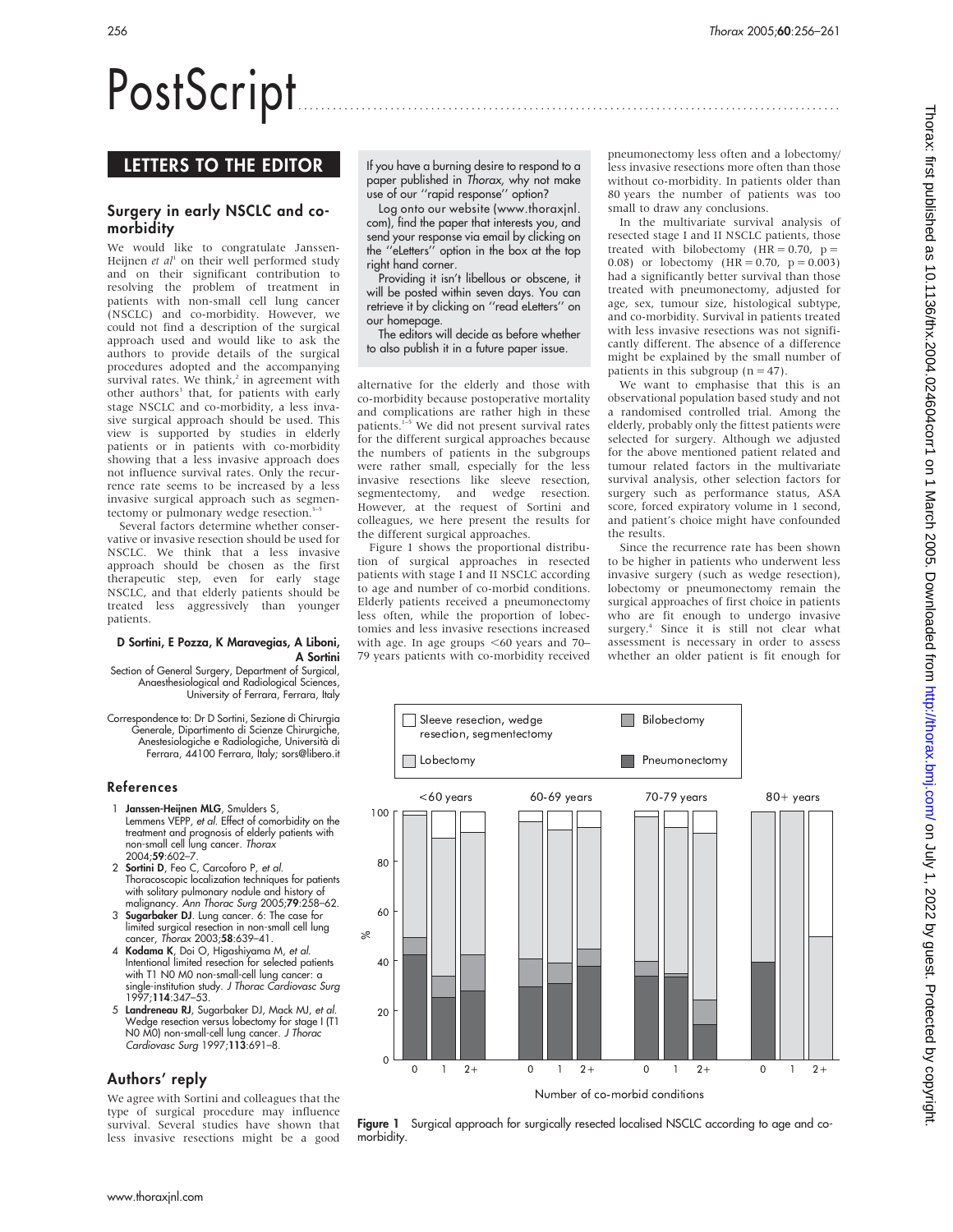# PostScript

## LETTERS TO THE EDITOR

### Surgery in early NSCLC and co-morbidity

We would like to congratulate Janssen-Heijnen *et al*[1] on their well performed study and on their significant contribution to resolving the problem of treatment in patients with non-small cell lung cancer (NSCLC) and co-morbidity. However, we could not find a description of the surgical approach used and would like to ask the authors to provide details of the surgical procedures adopted and the accompanying survival rates. We think,[2] in agreement with other authors[3] that, for patients with early stage NSCLC and co-morbidity, a less invasive surgical approach should be used. This view is supported by studies in elderly patients or in patients with co-morbidity showing that a less invasive approach does not influence survival rates. Only the recurrence rate seems to be increased by a less invasive surgical approach such as segmentectomy or pulmonary wedge resection.[3–5]

Several factors determine whether conservative or invasive resection should be used for NSCLC. We think that a less invasive approach should be chosen as the first therapeutic step, even for early stage NSCLC, and that elderly patients should be treated less aggressively than younger patients.

**D Sortini, E Pozza, K Maravegias, A Liboni, A Sortini**

Section of General Surgery, Department of Surgical, Anaesthesiological and Radiological Sciences, University of Ferrara, Ferrara, Italy

Correspondence to: Dr D Sortini, Sezione di Chirurgia Generale, Dipartimento di Scienze Chirurgiche, Anestesiologiche e Radiologiche, Università di Ferrara, 44100 Ferrara, Italy; sors@libero.it

### References

1. **Janssen-Heijnen MLG**, Smulders S, Lemmens VEPP, *et al*. Effect of comorbidity on the treatment and prognosis of elderly patients with non-small cell lung cancer. *Thorax* 2004;**59**:602–7.
2. **Sortini D**, Feo C, Carcoforo P, *et al*. Thoracoscopic localization techniques for patients with solitary pulmonary nodule and history of malignancy. *Ann Thorac Surg* 2005;**79**:258–62.
3. **Sugarbaker DJ**. Lung cancer. 6: The case for limited surgical resection in non-small cell lung cancer, *Thorax* 2003;**58**:639–41.
4. **Kodama K**, Doi O, Higashiyama M, *et al*. Intentional limited resection for selected patients with T1 N0 M0 non-small-cell lung cancer: a single-institution study. *J Thorac Cardiovasc Surg* 1997;**114**:347–53.
5. **Landreneau RJ**, Sugarbaker DJ, Mack MJ, *et al*. Wedge resection versus lobectomy for stage I (T1 N0 M0) non-small-cell lung cancer. *J Thorac Cardiovasc Surg* 1997;**113**:691–8.

If you have a burning desire to respond to a paper published in *Thorax*, why not make use of our "rapid response" option?

Log onto our website (www.thoraxjnl.com), find the paper that interests you, and send your response via email by clicking on the "eLetters" option in the box at the top right hand corner.

Providing it isn't libellous or obscene, it will be posted within seven days. You can retrieve it by clicking on "read eLetters" on our homepage.

The editors will decide as before whether to also publish it in a future paper issue.

## Authors' reply

We agree with Sortini and colleagues that the type of surgical procedure may influence survival. Several studies have shown that less invasive resections might be a good alternative for the elderly and those with co-morbidity because postoperative mortality and complications are rather high in these patients.[1–5] We did not present survival rates for the different surgical approaches because the numbers of patients in the subgroups were rather small, especially for the less invasive resections like sleeve resection, segmentectomy, and wedge resection. However, at the request of Sortini and colleagues, we here present the results for the different surgical approaches.

Figure 1 shows the proportional distribution of surgical approaches in resected patients with stage I and II NSCLC according to age and number of co-morbid conditions. Elderly patients received a pneumonectomy less often, while the proportion of lobectomies and less invasive resections increased with age. In age groups <60 years and 70–79 years patients with co-morbidity received pneumonectomy less often and a lobectomy/less invasive resections more often than those without co-morbidity. In patients older than 80 years the number of patients was too small to draw any conclusions.

In the multivariate survival analysis of resected stage I and II NSCLC patients, those treated with bilobectomy (HR = 0.70, p = 0.08) or lobectomy (HR = 0.70, p = 0.003) had a significantly better survival than those treated with pneumonectomy, adjusted for age, sex, tumour size, histological subtype, and co-morbidity. Survival in patients treated with less invasive resections was not significantly different. The absence of a difference might be explained by the small number of patients in this subgroup (n = 47).

We want to emphasise that this is an observational population based study and not a randomised controlled trial. Among the elderly, probably only the fittest patients were selected for surgery. Although we adjusted for the above mentioned patient related and tumour related factors in the multivariate survival analysis, other selection factors for surgery such as performance status, ASA score, forced expiratory volume in 1 second, and patient's choice might have confounded the results.

Since the recurrence rate has been shown to be higher in patients who underwent less invasive surgery (such as wedge resection), lobectomy or pneumonectomy remain the surgical approaches of first choice in patients who are fit enough to undergo invasive surgery.[4] Since it is still not clear what assessment is necessary in order to assess whether an older patient is fit enough for

**Figure 1** Surgical approach for surgically resected localised NSCLC according to age and co-morbidity.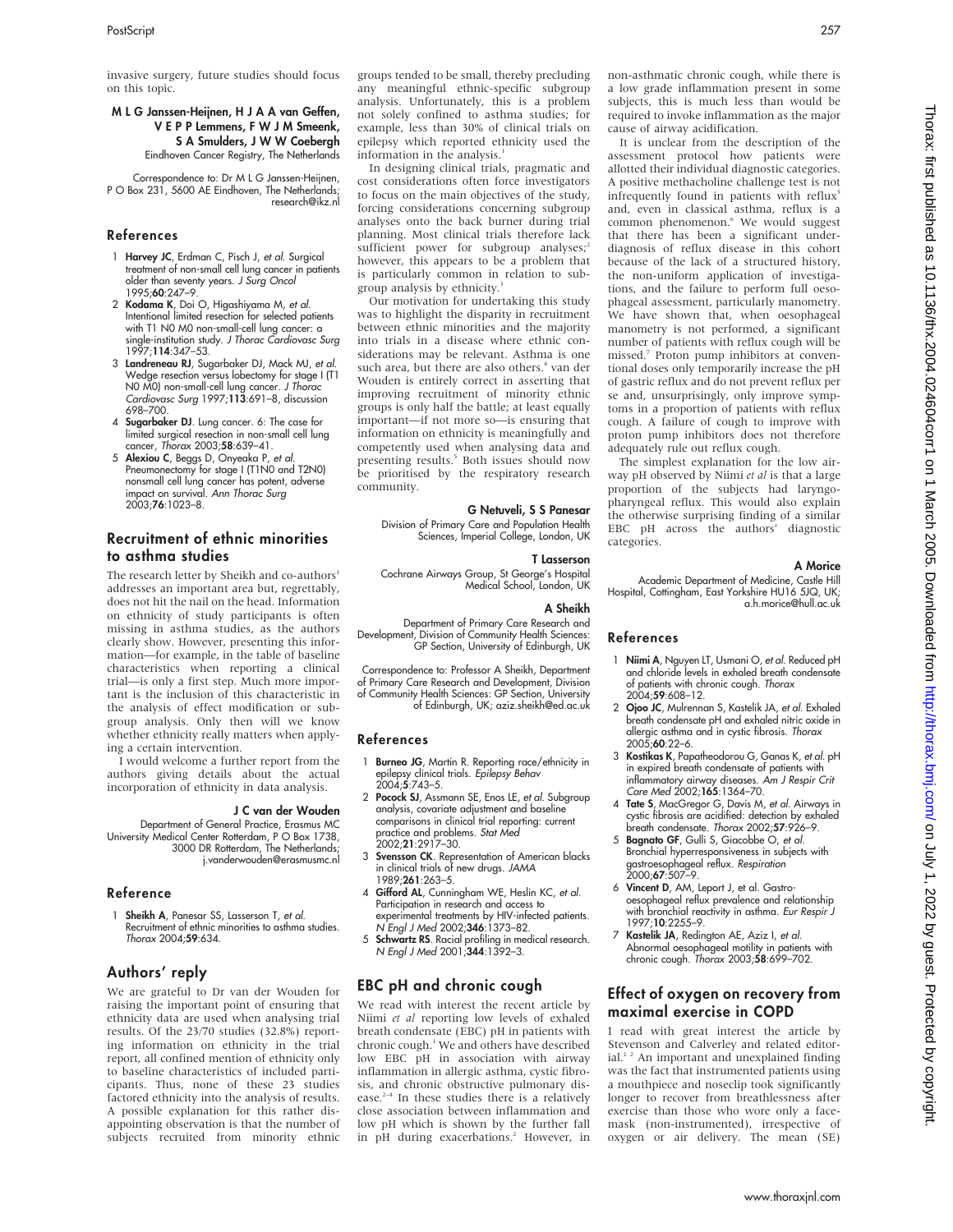invasive surgery, future studies should focus on this topic.

**M L G Janssen-Heijnen, H J A A van Geffen, V E P P Lemmens, F W J M Smeenk, S A Smulders, J W W Coebergh**
Eindhoven Cancer Registry, The Netherlands

Correspondence to: Dr M L G Janssen-Heijnen, P O Box 231, 5600 AE Eindhoven, The Netherlands; research@ikz.nl

### References

1. **Harvey JC**, Erdman C, Pisch J, *et al.* Surgical treatment of non-small cell lung cancer in patients older than seventy years. *J Surg Oncol* 1995;**60**:247–9.
2. **Kodama K**, Doi O, Higashiyama M, *et al.* Intentional limited resection for selected patients with T1 N0 M0 non-small-cell lung cancer: a single-institution study. *J Thorac Cardiovasc Surg* 1997;**114**:347–53.
3. **Landreneau RJ**, Sugarbaker DJ, Mack MJ, *et al.* Wedge resection versus lobectomy for stage I (T1 N0 M0) non-small-cell lung cancer. *J Thorac Cardiovasc Surg* 1997;**113**:691–8, discussion 698–700.
4. **Sugarbaker DJ**. Lung cancer. 6: The case for limited surgical resection in non-small cell lung cancer, *Thorax* 2003;**58**:639–41.
5. **Alexiou C**, Beggs D, Onyeaka P, *et al.* Pneumonectomy for stage I (T1N0 and T2N0) nonsmall cell lung cancer has potent, adverse impact on survival. *Ann Thorac Surg* 2003;**76**:1023–8.

## Recruitment of ethnic minorities to asthma studies

The research letter by Sheikh and co-authors[1] addresses an important area but, regrettably, does not hit the nail on the head. Information on ethnicity of study participants is often missing in asthma studies, as the authors clearly show. However, presenting this information—for example, in the table of baseline characteristics when reporting a clinical trial—is only a first step. Much more important is the inclusion of this characteristic in the analysis of effect modification or subgroup analysis. Only then will we know whether ethnicity really matters when applying a certain intervention.

I would welcome a further report from the authors giving details about the actual incorporation of ethnicity in data analysis.

**J C van der Wouden**
Department of General Practice, Erasmus MC University Medical Center Rotterdam, P O Box 1738, 3000 DR Rotterdam, The Netherlands; j.vanderwouden@erasmusmc.nl

### Reference

1. **Sheikh A**, Panesar SS, Lasserson T, *et al.* Recruitment of ethnic minorities to asthma studies. *Thorax* 2004;**59**:634.

## Authors' reply

We are grateful to Dr van der Wouden for raising the important point of ensuring that ethnicity data are used when analysing trial results. Of the 23/70 studies (32.8%) reporting information on ethnicity in the trial report, all confined mention of ethnicity only to baseline characteristics of included participants. Thus, none of these 23 studies factored ethnicity into the analysis of results. A possible explanation for this rather disappointing observation is that the number of subjects recruited from minority ethnic groups tended to be small, thereby precluding any meaningful ethnic-specific subgroup analysis. Unfortunately, this is a problem not solely confined to asthma studies; for example, less than 30% of clinical trials on epilepsy which reported ethnicity used the information in the analysis.[1]

In designing clinical trials, pragmatic and cost considerations often force investigators to focus on the main objectives of the study, forcing considerations concerning subgroup analyses onto the back burner during trial planning. Most clinical trials therefore lack sufficient power for subgroup analyses;[2] however, this appears to be a problem that is particularly common in relation to subgroup analysis by ethnicity.[3]

Our motivation for undertaking this study was to highlight the disparity in recruitment between ethnic minorities and the majority into trials in a disease where ethnic considerations may be relevant. Asthma is one such area, but there are also others.[4] van der Wouden is entirely correct in asserting that improving recruitment of minority ethnic groups is only half the battle; at least equally important—if not more so—is ensuring that information on ethnicity is meaningfully and competently used when analysing data and presenting results.[5] Both issues should now be prioritised by the respiratory research community.

**G Netuveli, S S Panesar**
Division of Primary Care and Population Health Sciences, Imperial College, London, UK

**T Lasserson**
Cochrane Airways Group, St George's Hospital Medical School, London, UK

**A Sheikh**
Department of Primary Care Research and Development, Division of Community Health Sciences: GP Section, University of Edinburgh, UK

Correspondence to: Professor A Sheikh, Department of Primary Care Research and Development, Division of Community Health Sciences: GP Section, University of Edinburgh, UK; aziz.sheikh@ed.ac.uk

### References

1. **Burneo JG**, Martin R. Reporting race/ethnicity in epilepsy clinical trials. *Epilepsy Behav* 2004;**5**:743–5.
2. **Pocock SJ**, Assmann SE, Enos LE, *et al.* Subgroup analysis, covariate adjustment and baseline comparisons in clinical trial reporting: current practice and problems. *Stat Med* 2002;**21**:2917–30.
3. **Svensson CK**. Representation of American blacks in clinical trials of new drugs. *JAMA* 1989;**261**:263–5.
4. **Gifford AL**, Cunningham WE, Heslin KC, *et al.* Participation in research and access to experimental treatments by HIV-infected patients. *N Engl J Med* 2002;**346**:1373–82.
5. **Schwartz RS**. Racial profiling in medical research. *N Engl J Med* 2001;**344**:1392–3.

## EBC pH and chronic cough

We read with interest the recent article by Niimi *et al* reporting low levels of exhaled breath condensate (EBC) pH in patients with chronic cough.[1] We and others have described low EBC pH in association with airway inflammation in allergic asthma, cystic fibrosis, and chronic obstructive pulmonary disease.[2–4] In these studies there is a relatively close association between inflammation and low pH which is shown by the further fall in pH during exacerbations.[2] However, in non-asthmatic chronic cough, while there is a low grade inflammation present in some subjects, this is much less than would be required to invoke inflammation as the major cause of airway acidification.

It is unclear from the description of the assessment protocol how patients were allotted their individual diagnostic categories. A positive methacholine challenge test is not infrequently found in patients with reflux[5] and, even in classical asthma, reflux is a common phenomenon.[6] We would suggest that there has been a significant underdiagnosis of reflux disease in this cohort because of the lack of a structured history, the non-uniform application of investigations, and the failure to perform full oesophageal assessment, particularly manometry. We have shown that, when oesophageal manometry is not performed, a significant number of patients with reflux cough will be missed.[7] Proton pump inhibitors at conventional doses only temporarily increase the pH of gastric reflux and do not prevent reflux per se and, unsurprisingly, only improve symptoms in a proportion of patients with reflux cough. A failure of cough to improve with proton pump inhibitors does not therefore adequately rule out reflux cough.

The simplest explanation for the low airway pH observed by Niimi *et al* is that a large proportion of the subjects had laryngopharyngeal reflux. This would also explain the otherwise surprising finding of a similar EBC pH across the authors' diagnostic categories.

**A Morice**
Academic Department of Medicine, Castle Hill Hospital, Cottingham, East Yorkshire HU16 5JQ, UK; a.h.morice@hull.ac.uk

### References

1. **Niimi A**, Nguyen LT, Usmani O, *et al.* Reduced pH and chloride levels in exhaled breath condensate of patients with chronic cough. *Thorax* 2004;**59**:608–12.
2. **Ojoo JC**, Mulrennan S, Kastelik JA, *et al.* Exhaled breath condensate pH and exhaled nitric oxide in allergic asthma and in cystic fibrosis. *Thorax* 2005;**60**:22–6.
3. **Kostikas K**, Papatheodorou G, Ganas K, *et al.* pH in expired breath condensate of patients with inflammatory airway diseases. *Am J Respir Crit Care Med* 2002;**165**:1364–70.
4. **Tate S**, MacGregor G, Davis M, *et al.* Airways in cystic fibrosis are acidified: detection by exhaled breath condensate. *Thorax* 2002;**57**:926–9.
5. **Bagnato GF**, Gulli S, Giacobbe O, *et al.* Bronchial hyperresponsiveness in subjects with gastroesophageal reflux. *Respiration* 2000;**67**:507–9.
6. **Vincent D**, AM, Leport J, et al. Gastro-oesophageal reflux prevalence and relationship with bronchial reactivity in asthma. *Eur Respir J* 1997;**10**:2255–9.
7. **Kastelik JA**, Redington AE, Aziz I, *et al.* Abnormal oesophageal motility in patients with chronic cough. *Thorax* 2003;**58**:699–702.

## Effect of oxygen on recovery from maximal exercise in COPD

I read with great interest the article by Stevenson and Calverley and related editorial.[1 2] An important and unexplained finding was the fact that instrumented patients using a mouthpiece and noseclip took significantly longer to recover from breathlessness after exercise than those who wore only a facemask (non-instrumented), irrespective of oxygen or air delivery. The mean (SE)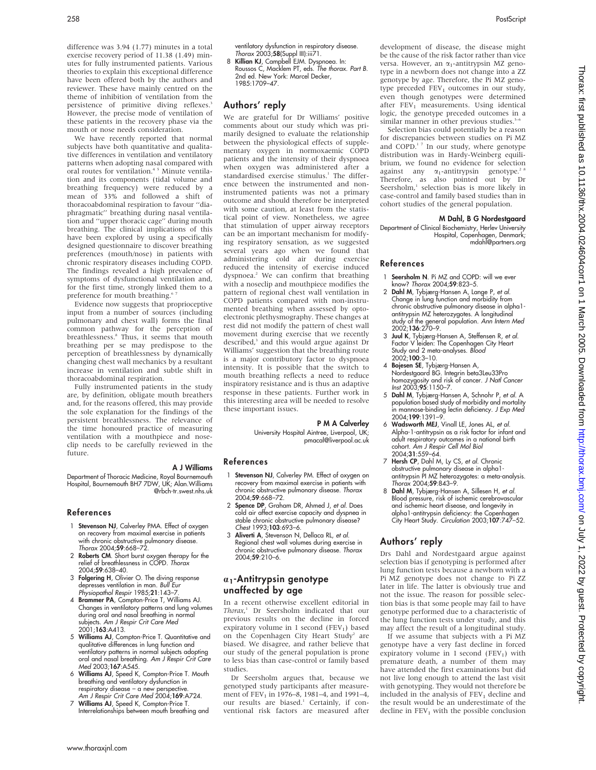difference was 3.94 (1.77) minutes in a total exercise recovery period of 11.38 (1.49) minutes for fully instrumented patients. Various theories to explain this exceptional difference have been offered both by the authors and reviewer. These have mainly centred on the theme of inhibition of ventilation from the persistence of primitive diving reflexes.[3] However, the precise mode of ventilation of these patients in the recovery phase via the mouth or nose needs consideration.

We have recently reported that normal subjects have both quantitative and qualitative differences in ventilation and ventilatory patterns when adopting nasal compared with oral routes for ventilation.[4 5] Minute ventilation and its components (tidal volume and breathing frequency) were reduced by a mean of 33% and followed a shift of thoracoabdominal respiration to favour ''diaphragmatic'' breathing during nasal ventilation and ''upper thoracic cage'' during mouth breathing. The clinical implications of this have been explored by using a specifically designed questionnaire to discover breathing preferences (mouth/nose) in patients with chronic respiratory diseases including COPD. The findings revealed a high prevalence of symptoms of dysfunctional ventilation and, for the first time, strongly linked them to a preference for mouth breathing.[6 7]

Evidence now suggests that proprioceptive input from a number of sources (including pulmonary and chest wall) forms the final common pathway for the perception of breathlessness.[8] Thus, it seems that mouth breathing per se may predispose to the perception of breathlessness by dynamically changing chest wall mechanics by a resultant increase in ventilation and subtle shift in thoracoabdominal respiration.

Fully instrumented patients in the study are, by definition, obligate mouth breathers and, for the reasons offered, this may provide the sole explanation for the findings of the persistent breathlessness. The relevance of the time honoured practice of measuring ventilation with a mouthpiece and noseclip needs to be carefully reviewed in the future.

**A J Williams**

Department of Thoracic Medicine, Royal Bournemouth Hospital, Bournemouth BH7 7DW, UK; Alan.Williams@rbch-tr.swest.nhs.uk

## References

1. **Stevenson NJ**, Calverley PMA. Effect of oxygen on recovery from maximal exercise in patients with chronic obstructive pulmonary disease. *Thorax* 2004;**59**:668–72.
2. **Roberts CM**. Short burst oxygen therapy for the relief of breathlessness in COPD. *Thorax* 2004;**59**:638–40.
3. **Folgering H**, Olivier O. The diving response depresses ventilation in man. *Bull Eur Physiopathol Respir* 1985;**21**:143–7.
4. **Brammer PA**, Compton-Price T, Williams AJ. Changes in ventilatory patterns and lung volumes during oral and nasal breathing in normal subjects. *Am J Respir Crit Care Med* 2001;**163**:A413.
5. **Williams AJ**, Compton-Price T. Quantitative and qualitative differences in lung function and ventilatory patterns in normal subjects adopting oral and nasal breathing. *Am J Respir Crit Care Med* 2003;**167**:A545.
6. **Williams AJ**, Speed K, Compton-Price T. Mouth breathing and ventilatory dysfunction in respiratory disease – a new perspective. *Am J Respir Crit Care Med* 2004;**169**:A724.
7. **Williams AJ**, Speed K, Compton-Price T. Interrelationships between mouth breathing and ventilatory dysfunction in respiratory disease. *Thorax* 2003;**58**(Suppl III):iii71.
8. **Killian KJ**, Campbell EJM. Dyspnoea. In: Roussos C, Macklem PT, eds. *The thorax. Part B*. 2nd ed. New York: Marcel Decker, 1985:1709–47.

## Authors' reply

We are grateful for Dr Williams' positive comments about our study which was primarily designed to evaluate the relationship between the physiological effects of supplementary oxygen in normoxaemic COPD patients and the intensity of their dyspnoea when oxygen was administered after a standardised exercise stimulus.[1] The difference between the instrumented and non-instrumented patients was not a primary outcome and should therefore be interpreted with some caution, at least from the statistical point of view. Nonetheless, we agree that stimulation of upper airway receptors can be an important mechanism for modifying respiratory sensation, as we suggested several years ago when we found that administering cold air during exercise reduced the intensity of exercise induced dyspnoea.[2] We can confirm that breathing with a noseclip and mouthpiece modifies the pattern of regional chest wall ventilation in COPD patients compared with non-instrumented breathing when assessed by opto-electronic plethysmography. These changes at rest did not modify the pattern of chest wall movement during exercise that we recently described,[3] and this would argue against Dr Williams' suggestion that the breathing route is a major contributory factor to dyspnoea intensity. It is possible that the switch to mouth breathing reflects a need to reduce inspiratory resistance and is thus an adaptive response in these patients. Further work in this interesting area will be needed to resolve these important issues.

**P M A Calverley**

University Hospital Aintree, Liverpool, UK; pmacal@liverpool.ac.uk

## References

1. **Stevenson NJ**, Calverley PM. Effect of oxygen on recovery from maximal exercise in patients with chronic obstructive pulmonary disease. *Thorax* 2004;**59**:668–72.
2. **Spence DP**, Graham DR, Ahmed J, *et al*. Does cold air affect exercise capacity and dyspnea in stable chronic obstructive pulmonary disease? *Chest* 1993;**103**:693–6.
3. **Aliverti A**, Stevenson N, Dellaca RL, *et al*. Regional chest wall volumes during exercise in chronic obstructive pulmonary disease. *Thorax* 2004;**59**:210–6.

## $\alpha_1$-Antitrypsin genotype unaffected by age

In a recent otherwise excellent editorial in *Thorax*,[1] Dr Seersholm indicated that our previous results on the decline in forced expiratory volume in 1 second ($FEV_1$) based on the Copenhagen City Heart Study[2] are biased. We disagree, and rather believe that our study of the general population is prone to less bias than case-control or family based studies.

Dr Seersholm argues that, because we genotyped study participants after measurement of $FEV_1$ in 1976–8, 1981–4, and 1991–4, our results are biased.[1] Certainly, if conventional risk factors are measured after development of disease, the disease might be the cause of the risk factor rather than vice versa. However, an $\alpha_1$-antitrypsin MZ genotype in a newborn does not change into a ZZ genotype by age. Therefore, the Pi MZ genotype preceded $FEV_1$ outcomes in our study, even though genotypes were determined after $FEV_1$ measurements. Using identical logic, the genotype preceded outcomes in a similar manner in other previous studies.[3–6]

Selection bias could potentially be a reason for discrepancies between studies on Pi MZ and COPD.[1 7] In our study, where genotype distribution was in Hardy-Weinberg equilibrium, we found no evidence for selection against any $\alpha_1$-antitrypsin genotype.[2 8] Therefore, as also pointed out by Dr Seersholm,[1] selection bias is more likely in case-control and family based studies than in cohort studies of the general population.

**M Dahl, B G Nordestgaard**

Department of Clinical Biochemistry, Herlev University Hospital, Copenhagen, Denmark; mdahl@partners.org

## References

1. **Seersholm N**. Pi MZ and COPD: will we ever know? *Thorax* 2004;**59**:823–5.
2. **Dahl M**, Tybjærg-Hansen A, Lange P, *et al*. Change in lung function and morbidity from chronic obstructive pulmonary disease in alpha1-antitrypsin MZ heterozygotes. A longitudinal study of the general population. *Ann Intern Med* 2002;**136**:270–9.
3. **Juul K**, Tybjærg-Hansen A, Steffensen R, *et al*. Factor V leiden: The Copenhagen City Heart Study and 2 meta-analyses. *Blood* 2002;**100**:3–10.
4. **Bojesen SE**, Tybjærg-Hansen A, Nordestgaard BG. Integrin beta3Leu33Pro homozygosity and risk of cancer. *J Natl Cancer Inst* 2003;**95**:1150–7.
5. **Dahl M**, Tybjærg-Hansen A, Schnohr P, *et al*. A population based study of morbidity and mortality in mannose-binding lectin deficiency. *J Exp Med* 2004;**199**:1391–9.
6. **Wadsworth MEJ**, Vinall LE, Jones AL, *et al*. Alpha-1-antitrypsin as a risk factor for infant and adult respiratory outcomes in a national birth cohort. *Am J Respir Cell Mol Biol* 2004;**31**:559–64.
7. **Hersh CP**, Dahl M, Ly CS, *et al*. Chronic obstructive pulmonary disease in alpha1-antitrypsin PI MZ heterozygotes: a meta-analysis. *Thorax* 2004;**59**:843–9.
8. **Dahl M**, Tybjærg-Hansen A, Sillesen H, *et al*. Blood pressure, risk of ischemic cerebrovascular and ischemic heart disease, and longevity in alpha1-antitrypsin deficiency: the Copenhagen City Heart Study. *Circulation* 2003;**107**:747–52.

## Authors' reply

Drs Dahl and Nordestgaard argue against selection bias if genotyping is performed after lung function tests because a newborn with a Pi MZ genotype does not change to Pi ZZ later in life. The latter is obviously true and not the issue. The reason for possible selection bias is that some people may fail to have genotype performed due to a characteristic of the lung function tests under study, and this may affect the result of a longitudinal study.

If we assume that subjects with a Pi MZ genotype have a very fast decline in forced expiratory volume in 1 second ($FEV_1$) with premature death, a number of them may have attended the first examinations but did not live long enough to attend the last visit with genotyping. They would not therefore be included in the analysis of $FEV_1$ decline and the result would be an underestimate of the decline in $FEV_1$ with the possible conclusion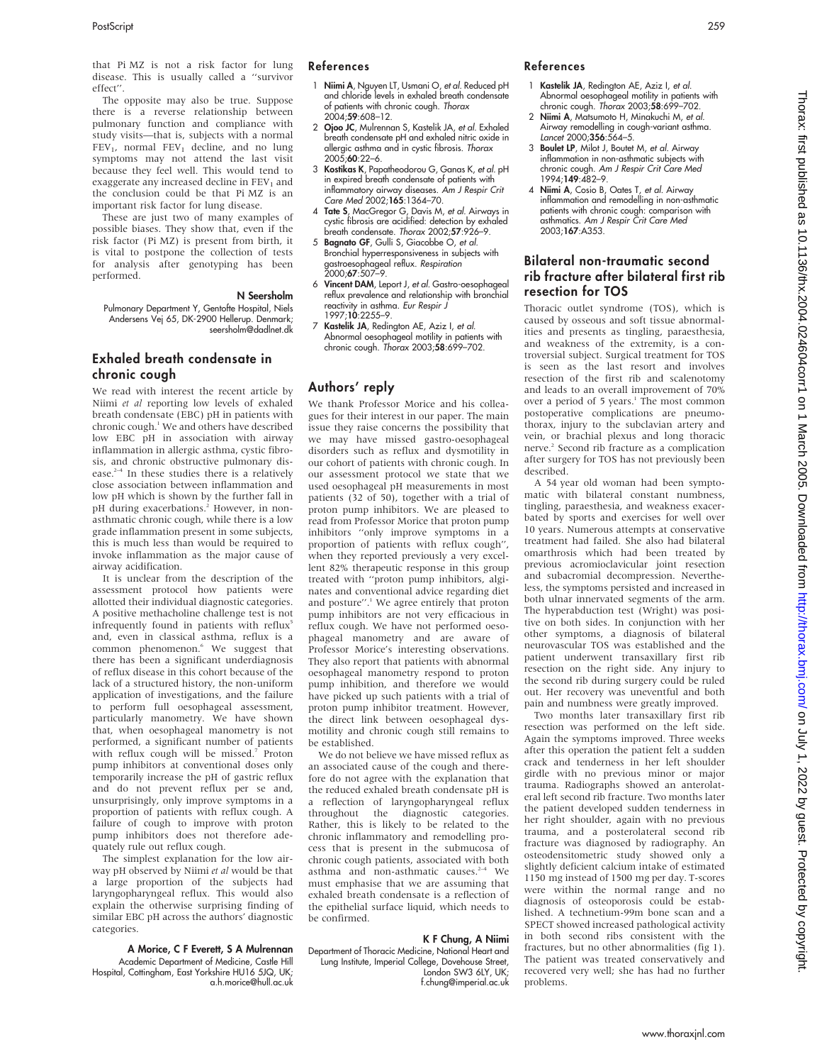that Pi MZ is not a risk factor for lung disease. This is usually called a ''survivor effect''.

The opposite may also be true. Suppose there is a reverse relationship between pulmonary function and compliance with study visits—that is, subjects with a normal $FEV_1$, normal $FEV_1$ decline, and no lung symptoms may not attend the last visit because they feel well. This would tend to exaggerate any increased decline in $FEV_1$ and the conclusion could be that Pi MZ is an important risk factor for lung disease.

These are just two of many examples of possible biases. They show that, even if the risk factor (Pi MZ) is present from birth, it is vital to postpone the collection of tests for analysis after genotyping has been performed.

**N Seersholm**

Pulmonary Department Y, Gentofte Hospital, Niels Andersens Vej 65, DK-2900 Hellerup. Denmark; seersholm@dadlnet.dk

## Exhaled breath condensate in chronic cough

We read with interest the recent article by Niimi *et al* reporting low levels of exhaled breath condensate (EBC) pH in patients with chronic cough.[1] We and others have described low EBC pH in association with airway inflammation in allergic asthma, cystic fibrosis, and chronic obstructive pulmonary disease.[2–4] In these studies there is a relatively close association between inflammation and low pH which is shown by the further fall in pH during exacerbations.[2] However, in non-asthmatic chronic cough, while there is a low grade inflammation present in some subjects, this is much less than would be required to invoke inflammation as the major cause of airway acidification.

It is unclear from the description of the assessment protocol how patients were allotted their individual diagnostic categories. A positive methacholine challenge test is not infrequently found in patients with reflux[5] and, even in classical asthma, reflux is a common phenomenon.[6] We suggest that there has been a significant underdiagnosis of reflux disease in this cohort because of the lack of a structured history, the non-uniform application of investigations, and the failure to perform full oesophageal assessment, particularly manometry. We have shown that, when oesophageal manometry is not performed, a significant number of patients with reflux cough will be missed.[7] Proton pump inhibitors at conventional doses only temporarily increase the pH of gastric reflux and do not prevent reflux per se and, unsurprisingly, only improve symptoms in a proportion of patients with reflux cough. A failure of cough to improve with proton pump inhibitors does not therefore adequately rule out reflux cough.

The simplest explanation for the low airway pH observed by Niimi *et al* would be that a large proportion of the subjects had laryngopharyngeal reflux. This would also explain the otherwise surprising finding of similar EBC pH across the authors' diagnostic categories.

**A Morice, C F Everett, S A Mulrennan**

Academic Department of Medicine, Castle Hill Hospital, Cottingham, East Yorkshire HU16 5JQ, UK; a.h.morice@hull.ac.uk

### References

1. **Niimi A**, Nguyen LT, Usmani O, *et al*. Reduced pH and chloride levels in exhaled breath condensate of patients with chronic cough. *Thorax* 2004;**59**:608–12.
2. **Ojoo JC**, Mulrennan S, Kastelik JA, *et al*. Exhaled breath condensate pH and exhaled nitric oxide in allergic asthma and in cystic fibrosis. *Thorax* 2005;**60**:22–6.
3. **Kostikas K**, Papatheodorou G, Ganas K, *et al*. pH in expired breath condensate of patients with inflammatory airway diseases. *Am J Respir Crit Care Med* 2002;**165**:1364–70.
4. **Tate S**, MacGregor G, Davis M, *et al*. Airways in cystic fibrosis are acidified: detection by exhaled breath condensate. *Thorax* 2002;**57**:926–9.
5. **Bagnato GF**, Gulli S, Giacobbe O, *et al*. Bronchial hyperresponsiveness in subjects with gastroesophageal reflux. *Respiration* 2000;**67**:507–9.
6. **Vincent DAM**, Leport J, *et al*. Gastro-oesophageal reflux prevalence and relationship with bronchial reactivity in asthma. *Eur Respir J* 1997;**10**:2255–9.
7. **Kastelik JA**, Redington AE, Aziz I, *et al*. Abnormal oesophageal motility in patients with chronic cough. *Thorax* 2003;**58**:699–702.

## Authors' reply

We thank Professor Morice and his colleagues for their interest in our paper. The main issue they raise concerns the possibility that we may have missed gastro-oesophageal disorders such as reflux and dysmotility in our cohort of patients with chronic cough. In our assessment protocol we state that we used oesophageal pH measurements in most patients (32 of 50), together with a trial of proton pump inhibitors. We are pleased to read from Professor Morice that proton pump inhibitors ''only improve symptoms in a proportion of patients with reflux cough'', when they reported previously a very excellent 82% therapeutic response in this group treated with ''proton pump inhibitors, alginates and conventional advice regarding diet and posture''.[1] We agree entirely that proton pump inhibitors are not very efficacious in reflux cough. We have not performed oesophageal manometry and are aware of Professor Morice's interesting observations. They also report that patients with abnormal oesophageal manometry respond to proton pump inhibition, and therefore we would have picked up such patients with a trial of proton pump inhibitor treatment. However, the direct link between oesophageal dysmotility and chronic cough still remains to be established.

We do not believe we have missed reflux as an associated cause of the cough and therefore do not agree with the explanation that the reduced exhaled breath condensate pH is a reflection of laryngopharyngeal reflux throughout the diagnostic categories. Rather, this is likely to be related to the chronic inflammatory and remodelling process that is present in the submucosa of chronic cough patients, associated with both asthma and non-asthmatic causes.[2–4] We must emphasise that we are assuming that exhaled breath condensate is a reflection of the epithelial surface liquid, which needs to be confirmed.

**K F Chung, A Niimi**

Department of Thoracic Medicine, National Heart and Lung Institute, Imperial College, Dovehouse Street, London SW3 6LY, UK; f.chung@imperial.ac.uk

### References

1. **Kastelik JA**, Redington AE, Aziz I, *et al*. Abnormal oesophageal motility in patients with chronic cough. *Thorax* 2003;**58**:699–702.
2. **Niimi A**, Matsumoto H, Minakuchi M, *et al*. Airway remodelling in cough-variant asthma. *Lancet* 2000;**356**:564–5.
3. **Boulet LP**, Milot J, Boutet M, *et al*. Airway inflammation in non-asthmatic subjects with chronic cough. *Am J Respir Crit Care Med* 1994;**149**:482–9.
4. **Niimi A**, Cosio B, Oates T, *et al*. Airway inflammation and remodelling in non-asthmatic patients with chronic cough: comparison with asthmatics. *Am J Respir Crit Care Med* 2003;**167**:A353.

## Bilateral non-traumatic second rib fracture after bilateral first rib resection for TOS

Thoracic outlet syndrome (TOS), which is caused by osseous and soft tissue abnormalities and presents as tingling, paraesthesia, and weakness of the extremity, is a controversial subject. Surgical treatment for TOS is seen as the last resort and involves resection of the first rib and scalenotomy and leads to an overall improvement of 70% over a period of 5 years.[1] The most common postoperative complications are pneumothorax, injury to the subclavian artery and vein, or brachial plexus and long thoracic nerve.[2] Second rib fracture as a complication after surgery for TOS has not previously been described.

A 54 year old woman had been symptomatic with bilateral constant numbness, tingling, paraesthesia, and weakness exacerbated by sports and exercises for well over 10 years. Numerous attempts at conservative treatment had failed. She also had bilateral omarthrosis which had been treated by previous acromioclavicular joint resection and subacromial decompression. Nevertheless, the symptoms persisted and increased in both ulnar innervated segments of the arm. The hyperabduction test (Wright) was positive on both sides. In conjunction with her other symptoms, a diagnosis of bilateral neurovascular TOS was established and the patient underwent transaxillary first rib resection on the right side. Any injury to the second rib during surgery could be ruled out. Her recovery was uneventful and both pain and numbness were greatly improved.

Two months later transaxillary first rib resection was performed on the left side. Again the symptoms improved. Three weeks after this operation the patient felt a sudden crack and tenderness in her left shoulder girdle with no previous minor or major trauma. Radiographs showed an anterolateral left second rib fracture. Two months later the patient developed sudden tenderness in her right shoulder, again with no previous trauma, and a posterolateral second rib fracture was diagnosed by radiography. An osteodensitometric study showed only a slightly deficient calcium intake of estimated 1150 mg instead of 1500 mg per day. T-scores were within the normal range and no diagnosis of osteoporosis could be established. A technetium-99m bone scan and a SPECT showed increased pathological activity in both second ribs consistent with the fractures, but no other abnormalities (fig 1). The patient was treated conservatively and recovered very well; she has had no further problems.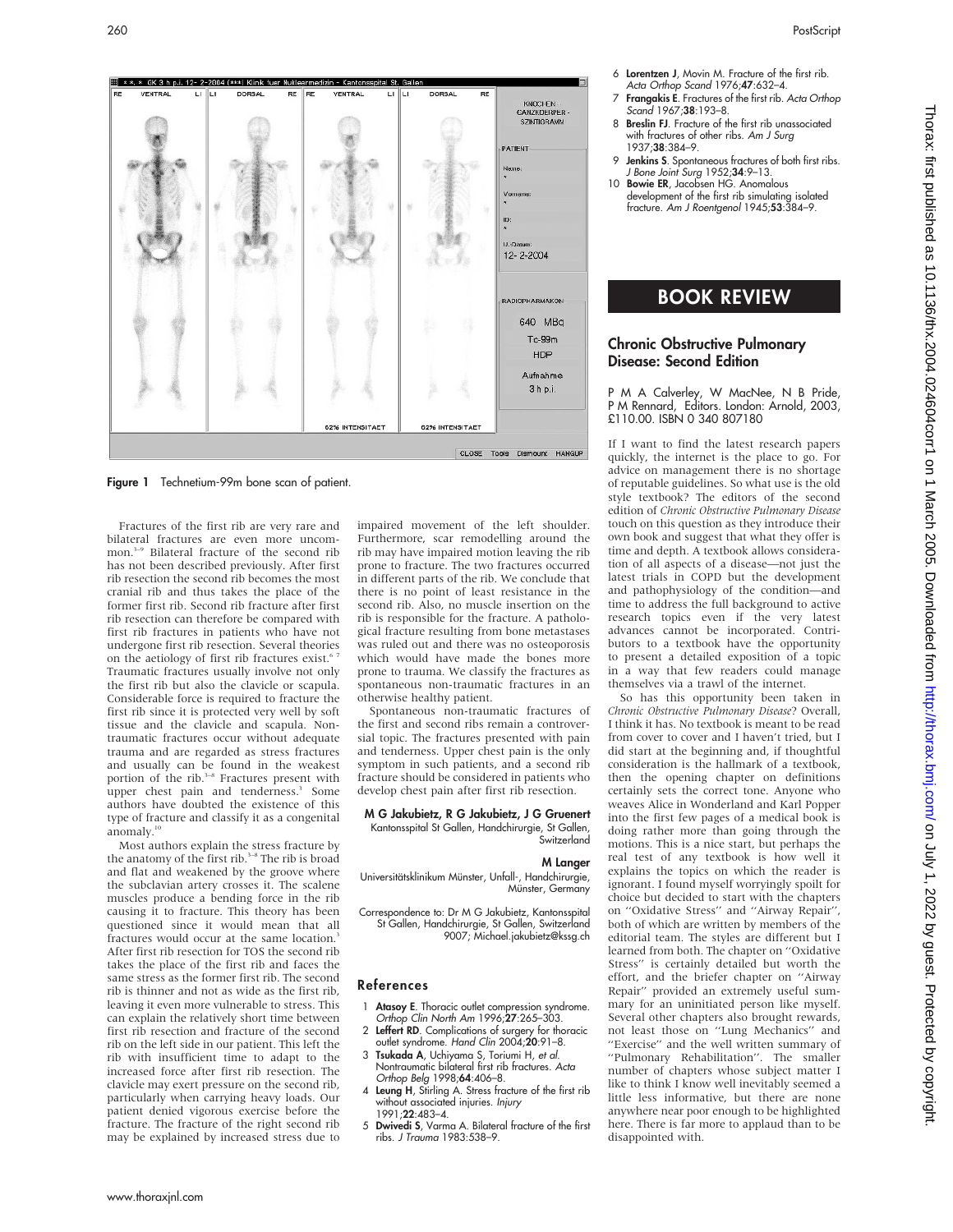Figure 1 Technetium-99m bone scan of patient.

Fractures of the first rib are very rare and bilateral fractures are even more uncommon.[3–9] Bilateral fracture of the second rib has not been described previously. After first rib resection the second rib becomes the most cranial rib and thus takes the place of the former first rib. Second rib fracture after first rib resection can therefore be compared with first rib fractures in patients who have not undergone first rib resection. Several theories on the aetiology of first rib fractures exist.[6 7] Traumatic fractures usually involve not only the first rib but also the clavicle or scapula. Considerable force is required to fracture the first rib since it is protected very well by soft tissue and the clavicle and scapula. Non-traumatic fractures occur without adequate trauma and are regarded as stress fractures and usually can be found in the weakest portion of the rib.[3–8] Fractures present with upper chest pain and tenderness.[3] Some authors have doubted the existence of this type of fracture and classify it as a congenital anomaly.[10]

Most authors explain the stress fracture by the anatomy of the first rib.[3–8] The rib is broad and flat and weakened by the groove where the subclavian artery crosses it. The scalene muscles produce a bending force in the rib causing it to fracture. This theory has been questioned since it would mean that all fractures would occur at the same location.[3] After first rib resection for TOS the second rib takes the place of the first rib and faces the same stress as the former first rib. The second rib is thinner and not as wide as the first rib, leaving it even more vulnerable to stress. This can explain the relatively short time between first rib resection and fracture of the second rib on the left side in our patient. This left the rib with insufficient time to adapt to the increased force after first rib resection. The clavicle may exert pressure on the second rib, particularly when carrying heavy loads. Our patient denied vigorous exercise before the fracture. The fracture of the right second rib may be explained by increased stress due to impaired movement of the left shoulder. Furthermore, scar remodelling around the rib may have impaired motion leaving the rib prone to fracture. The two fractures occurred in different parts of the rib. We conclude that there is no point of least resistance in the second rib. Also, no muscle insertion on the rib is responsible for the fracture. A pathological fracture resulting from bone metastases was ruled out and there was no osteoporosis which would have made the bones more prone to trauma. We classify the fractures as spontaneous non-traumatic fractures in an otherwise healthy patient.

Spontaneous non-traumatic fractures of the first and second ribs remain a controversial topic. The fractures presented with pain and tenderness. Upper chest pain is the only symptom in such patients, and a second rib fracture should be considered in patients who develop chest pain after first rib resection.

**M G Jakubietz, R G Jakubietz, J G Gruenert**
Kantonsspital St Gallen, Handchirurgie, St Gallen, Switzerland

**M Langer**
Universitätsklinikum Münster, Unfall-, Handchirurgie, Münster, Germany

Correspondence to: Dr M G Jakubietz, Kantonsspital St Gallen, Handchirurgie, St Gallen, Switzerland 9007; Michael.jakubietz@kssg.ch

## References

1. **Atasoy E**. Thoracic outlet compression syndrome. *Orthop Clin North Am* 1996;**27**:265–303.
2. **Leffert RD**. Complications of surgery for thoracic outlet syndrome. *Hand Clin* 2004;**20**:91–8.
3. **Tsukada A**, Uchiyama S, Toriumi H, *et al*. Nontraumatic bilateral first rib fractures. *Acta Orthop Belg* 1998;**64**:406–8.
4. **Leung H**, Stirling A. Stress fracture of the first rib without associated injuries. *Injury* 1991;**22**:483–4.
5. **Dwivedi S**, Varma A. Bilateral fracture of the first ribs. *J Trauma* 1983:538–9.
6. **Lorentzen J**, Movin M. Fracture of the first rib. *Acta Orthop Scand* 1976;**47**:632–4.
7. **Frangakis E**. Fractures of the first rib. *Acta Orthop Scand* 1967;**38**:193–8.
8. **Breslin FJ**. Fracture of the first rib unassociated with fractures of other ribs. *Am J Surg* 1937;**38**:384–9.
9. **Jenkins S**. Spontaneous fractures of both first ribs. *J Bone Joint Surg* 1952;**34**:9–13.
10. **Bowie ER**, Jacobsen HG. Anomalous development of the first rib simulating isolated fracture. *Am J Roentgenol* 1945;**53**:384–9.

# BOOK REVIEW

## Chronic Obstructive Pulmonary Disease: Second Edition

P M A Calverley, W MacNee, N B Pride, P M Rennard, Editors. London: Arnold, 2003, £110.00. ISBN 0 340 807180

If I want to find the latest research papers quickly, the internet is the place to go. For advice on management there is no shortage of reputable guidelines. So what use is the old style textbook? The editors of the second edition of *Chronic Obstructive Pulmonary Disease* touch on this question as they introduce their own book and suggest that what they offer is time and depth. A textbook allows consideration of all aspects of a disease—not just the latest trials in COPD but the development and pathophysiology of the condition—and time to address the full background to active research topics even if the very latest advances cannot be incorporated. Contributors to a textbook have the opportunity to present a detailed exposition of a topic in a way that few readers could manage themselves via a trawl of the internet.

So has this opportunity been taken in *Chronic Obstructive Pulmonary Disease*? Overall, I think it has. No textbook is meant to be read from cover to cover and I haven't tried, but I did start at the beginning and, if thoughtful consideration is the hallmark of a textbook, then the opening chapter on definitions certainly sets the correct tone. Anyone who weaves Alice in Wonderland and Karl Popper into the first few pages of a medical book is doing rather more than going through the motions. This is a nice start, but perhaps the real test of any textbook is how well it explains the topics on which the reader is ignorant. I found myself worryingly spoilt for choice but decided to start with the chapters on "Oxidative Stress" and "Airway Repair", both of which are written by members of the editorial team. The styles are different but I learned from both. The chapter on "Oxidative Stress" is certainly detailed but worth the effort, and the briefer chapter on "Airway Repair" provided an extremely useful summary for an uninitiated person like myself. Several other chapters also brought rewards, not least those on "Lung Mechanics" and "Exercise" and the well written summary of "Pulmonary Rehabilitation". The smaller number of chapters whose subject matter I like to think I know well inevitably seemed a little less informative, but there are none anywhere near poor enough to be highlighted here. There is far more to applaud than to be disappointed with.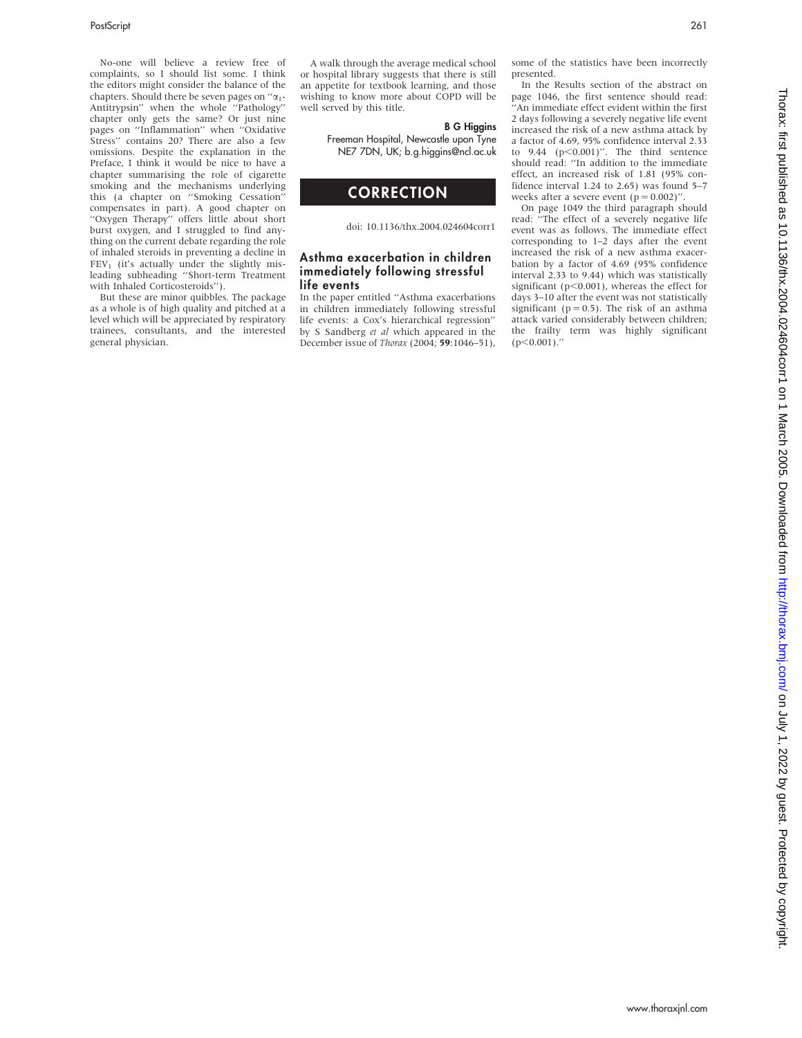No-one will believe a review free of complaints, so I should list some. I think the editors might consider the balance of the chapters. Should there be seven pages on ''$\alpha_1$-Antitrypsin'' when the whole ''Pathology'' chapter only gets the same? Or just nine pages on ''Inflammation'' when ''Oxidative Stress'' contains 20? There are also a few omissions. Despite the explanation in the Preface, I think it would be nice to have a chapter summarising the role of cigarette smoking and the mechanisms underlying this (a chapter on ''Smoking Cessation'' compensates in part). A good chapter on ''Oxygen Therapy'' offers little about short burst oxygen, and I struggled to find anything on the current debate regarding the role of inhaled steroids in preventing a decline in $FEV_1$ (it's actually under the slightly misleading subheading ''Short-term Treatment with Inhaled Corticosteroids'').

But these are minor quibbles. The package as a whole is of high quality and pitched at a level which will be appreciated by respiratory trainees, consultants, and the interested general physician.

A walk through the average medical school or hospital library suggests that there is still an appetite for textbook learning, and those wishing to know more about COPD will be well served by this title.

**B G Higgins**

Freeman Hospital, Newcastle upon Tyne NE7 7DN, UK; b.g.higgins@ncl.ac.uk

## CORRECTION

doi: 10.1136/thx.2004.024604corr1

### Asthma exacerbation in children immediately following stressful life events

In the paper entitled ''Asthma exacerbations in children immediately following stressful life events: a Cox's hierarchical regression'' by S Sandberg *et al* which appeared in the December issue of *Thorax* (2004; **59**:1046–51), some of the statistics have been incorrectly presented.

In the Results section of the abstract on page 1046, the first sentence should read: ''An immediate effect evident within the first 2 days following a severely negative life event increased the risk of a new asthma attack by a factor of 4.69, 95% confidence interval 2.33 to 9.44 ($p<0.001$)''. The third sentence should read: ''In addition to the immediate effect, an increased risk of 1.81 (95% confidence interval 1.24 to 2.65) was found 5–7 weeks after a severe event ($p = 0.002$)''.

On page 1049 the third paragraph should read: ''The effect of a severely negative life event was as follows. The immediate effect corresponding to 1–2 days after the event increased the risk of a new asthma exacerbation by a factor of 4.69 (95% confidence interval 2.33 to 9.44) which was statistically significant ($p<0.001$), whereas the effect for days 3–10 after the event was not statistically significant ($p = 0.5$). The risk of an asthma attack varied considerably between children; the frailty term was highly significant ($p<0.001$).''